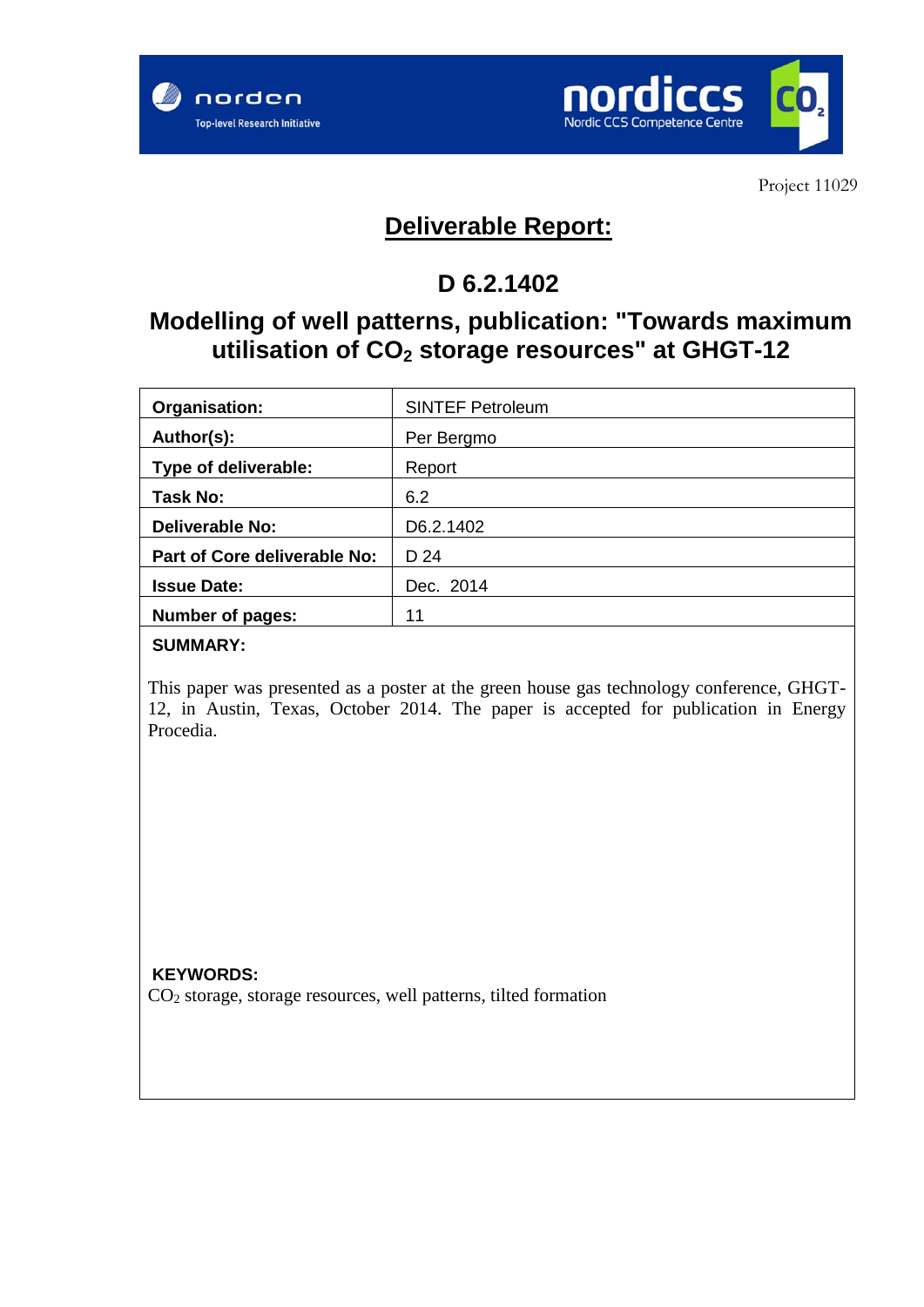norden
Top-level Research Initiative

nordiccs
Nordic CCS Competence Centre

Project 11029

# Deliverable Report:

## D 6.2.1402

## Modelling of well patterns, publication: "Towards maximum utilisation of $CO_2$ storage resources" at GHGT-12

| | |
|---|---|
| **Organisation:** | SINTEF Petroleum |
| **Author(s):** | Per Bergmo |
| **Type of deliverable:** | Report |
| **Task No:** | 6.2 |
| **Deliverable No:** | D6.2.1402 |
| **Part of Core deliverable No:** | D 24 |
| **Issue Date:** | Dec. 2014 |
| **Number of pages:** | 11 |

**SUMMARY:**

This paper was presented as a poster at the green house gas technology conference, GHGT-12, in Austin, Texas, October 2014. The paper is accepted for publication in Energy Procedia.

**KEYWORDS:**

$CO_2$ storage, storage resources, well patterns, tilted formation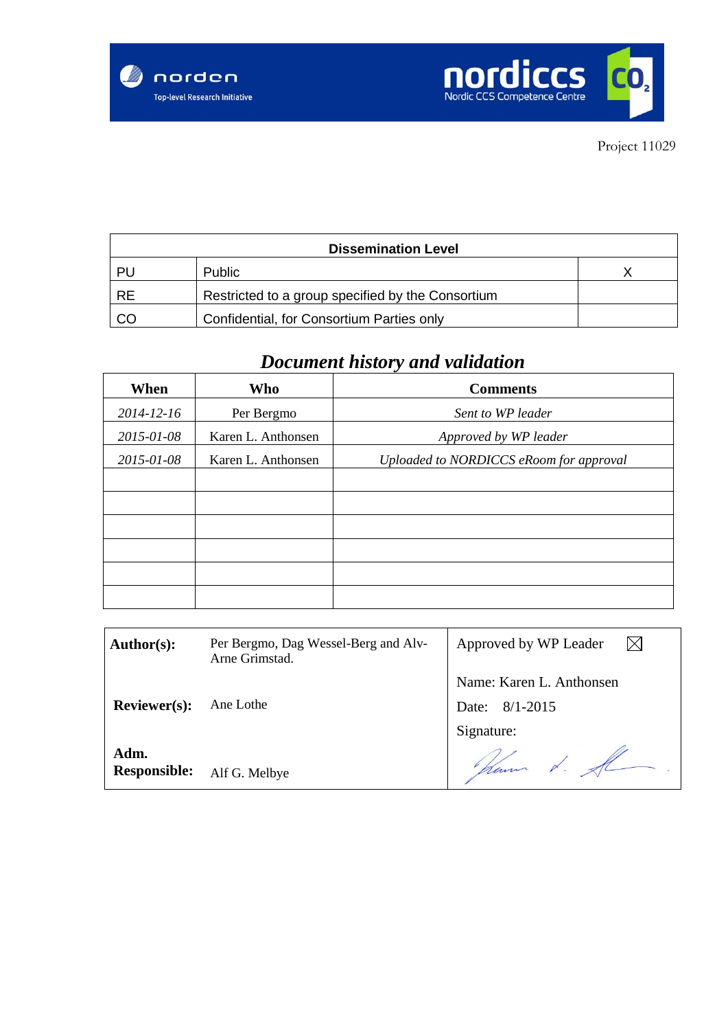Project 11029

| Dissemination Level | | |
|---|---|---|
| PU | Public | X |
| RE | Restricted to a group specified by the Consortium | |
| CO | Confidential, for Consortium Parties only | |

## *Document history and validation*

| When | Who | Comments |
|---|---|---|
| *2014-12-16* | Per Bergmo | *Sent to WP leader* |
| *2015-01-08* | Karen L. Anthonsen | *Approved by WP leader* |
| *2015-01-08* | Karen L. Anthonsen | *Uploaded to NORDICCS eRoom for approval* |
| | | |
| | | |
| | | |
| | | |
| | | |
| | | |

| | | |
|---|---|---|
| **Author(s):** | Per Bergmo, Dag Wessel-Berg and Alv-Arne Grimstad. | Approved by WP Leader ☒ |
| | | Name: Karen L. Anthonsen |
| **Reviewer(s):** | Ane Lothe | Date: 8/1-2015 |
| | | Signature: |
| **Adm. Responsible:** | Alf G. Melbye | |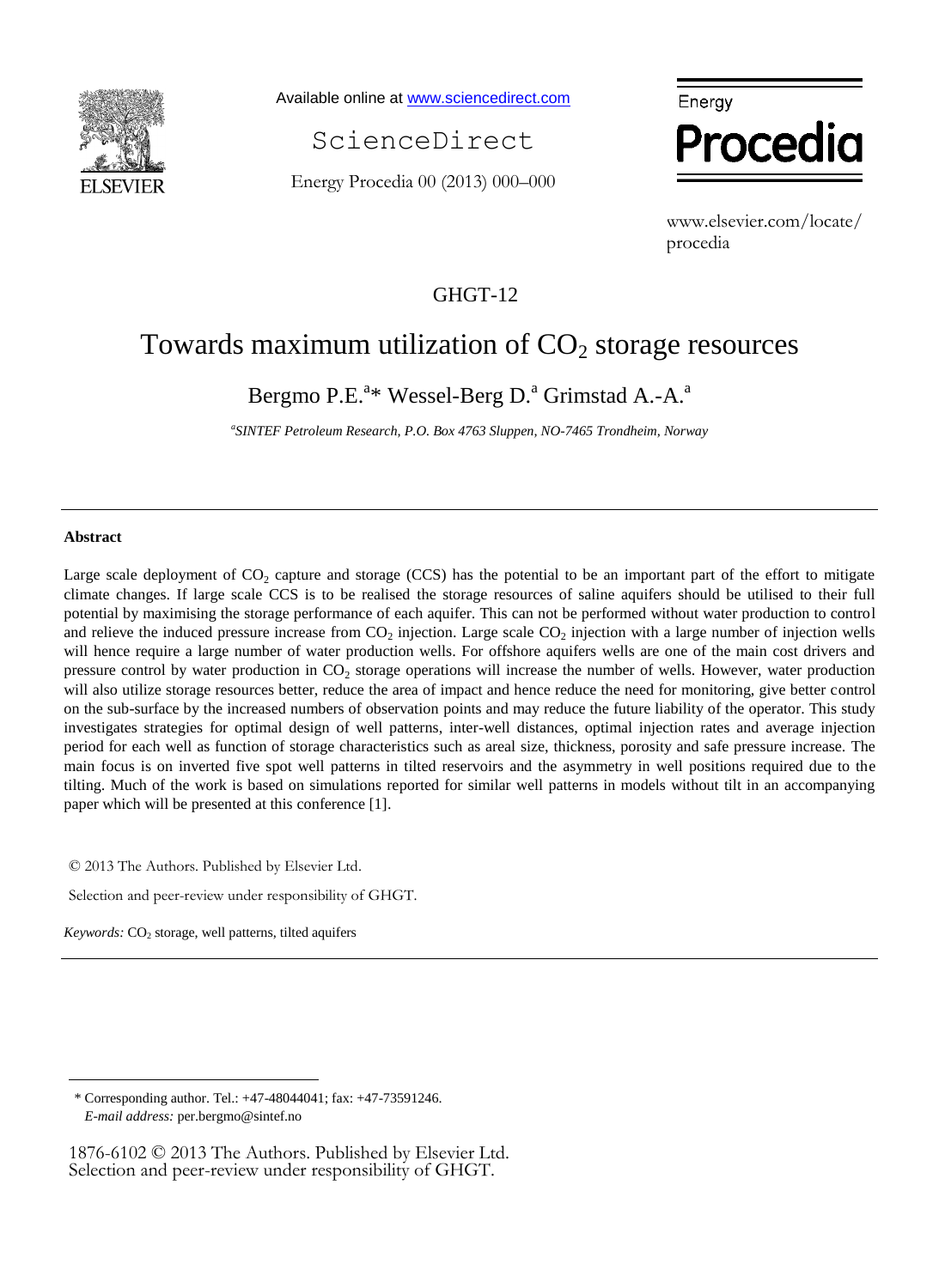Available online at www.sciencedirect.com

ScienceDirect

Energy Procedia 00 (2013) 000–000

www.elsevier.com/locate/procedia

GHGT-12

# Towards maximum utilization of $CO_2$ storage resources

Bergmo P.E.[a]* Wessel-Berg D.[a] Grimstad A.-A.[a]

[a]*SINTEF Petroleum Research, P.O. Box 4763 Sluppen, NO-7465 Trondheim, Norway*

---

**Abstract**

Large scale deployment of $CO_2$ capture and storage (CCS) has the potential to be an important part of the effort to mitigate climate changes. If large scale CCS is to be realised the storage resources of saline aquifers should be utilised to their full potential by maximising the storage performance of each aquifer. This can not be performed without water production to control and relieve the induced pressure increase from $CO_2$ injection. Large scale $CO_2$ injection with a large number of injection wells will hence require a large number of water production wells. For offshore aquifers wells are one of the main cost drivers and pressure control by water production in $CO_2$ storage operations will increase the number of wells. However, water production will also utilize storage resources better, reduce the area of impact and hence reduce the need for monitoring, give better control on the sub-surface by the increased numbers of observation points and may reduce the future liability of the operator. This study investigates strategies for optimal design of well patterns, inter-well distances, optimal injection rates and average injection period for each well as function of storage characteristics such as areal size, thickness, porosity and safe pressure increase. The main focus is on inverted five spot well patterns in tilted reservoirs and the asymmetry in well positions required due to the tilting. Much of the work is based on simulations reported for similar well patterns in models without tilt in an accompanying paper which will be presented at this conference [1].

© 2013 The Authors. Published by Elsevier Ltd.

Selection and peer-review under responsibility of GHGT.

*Keywords:* $CO_2$ storage, well patterns, tilted aquifers

---

\* Corresponding author. Tel.: +47-48044041; fax: +47-73591246.
*E-mail address:* per.bergmo@sintef.no

1876-6102 © 2013 The Authors. Published by Elsevier Ltd.
Selection and peer-review under responsibility of GHGT.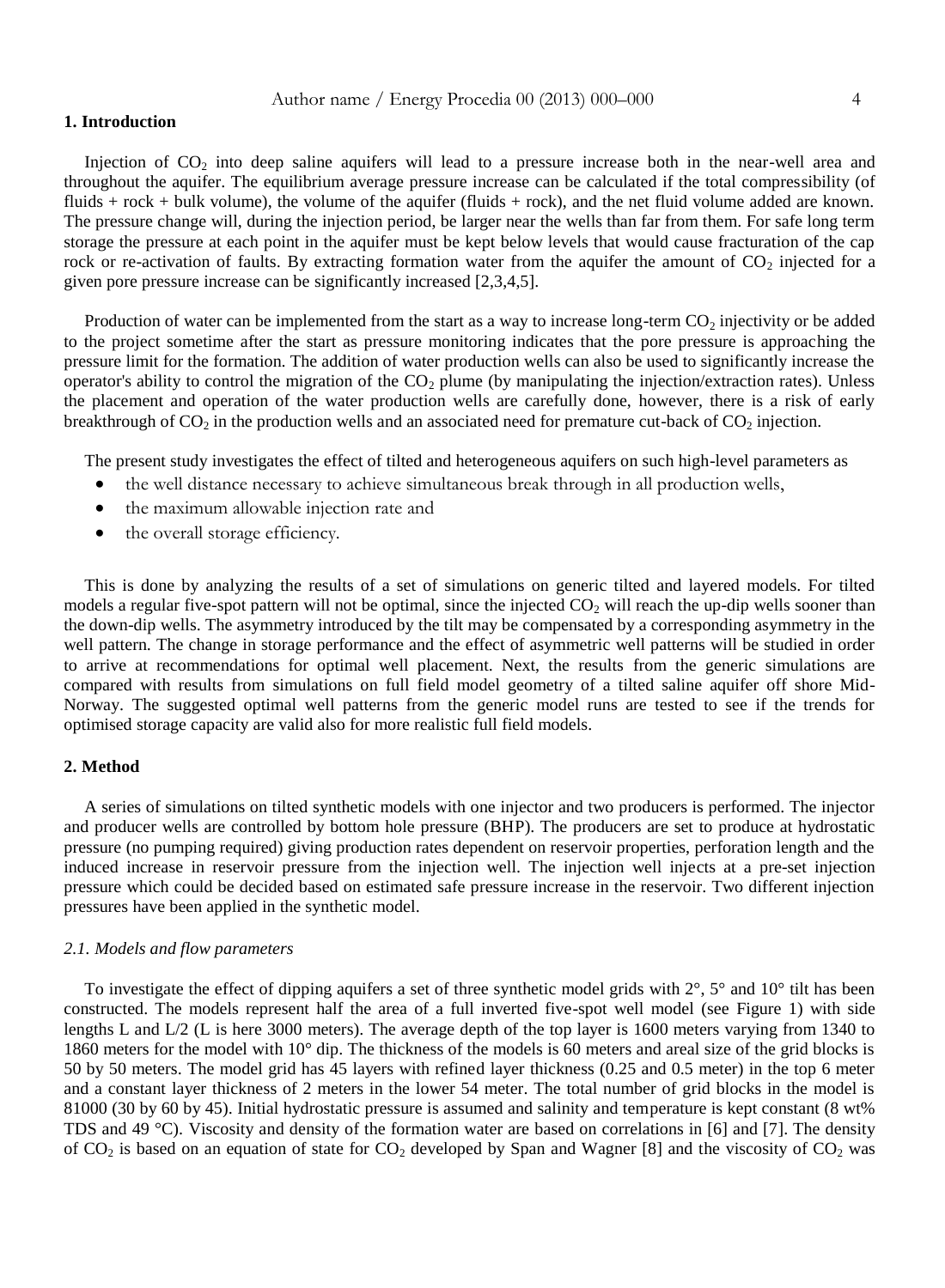## 1. Introduction

Injection of $CO_2$ into deep saline aquifers will lead to a pressure increase both in the near-well area and throughout the aquifer. The equilibrium average pressure increase can be calculated if the total compressibility (of fluids + rock + bulk volume), the volume of the aquifer (fluids + rock), and the net fluid volume added are known. The pressure change will, during the injection period, be larger near the wells than far from them. For safe long term storage the pressure at each point in the aquifer must be kept below levels that would cause fracturation of the cap rock or re-activation of faults. By extracting formation water from the aquifer the amount of $CO_2$ injected for a given pore pressure increase can be significantly increased [2,3,4,5].

Production of water can be implemented from the start as a way to increase long-term $CO_2$ injectivity or be added to the project sometime after the start as pressure monitoring indicates that the pore pressure is approaching the pressure limit for the formation. The addition of water production wells can also be used to significantly increase the operator's ability to control the migration of the $CO_2$ plume (by manipulating the injection/extraction rates). Unless the placement and operation of the water production wells are carefully done, however, there is a risk of early breakthrough of $CO_2$ in the production wells and an associated need for premature cut-back of $CO_2$ injection.

The present study investigates the effect of tilted and heterogeneous aquifers on such high-level parameters as

- the well distance necessary to achieve simultaneous break through in all production wells,
- the maximum allowable injection rate and
- the overall storage efficiency.

This is done by analyzing the results of a set of simulations on generic tilted and layered models. For tilted models a regular five-spot pattern will not be optimal, since the injected $CO_2$ will reach the up-dip wells sooner than the down-dip wells. The asymmetry introduced by the tilt may be compensated by a corresponding asymmetry in the well pattern. The change in storage performance and the effect of asymmetric well patterns will be studied in order to arrive at recommendations for optimal well placement. Next, the results from the generic simulations are compared with results from simulations on full field model geometry of a tilted saline aquifer off shore Mid-Norway. The suggested optimal well patterns from the generic model runs are tested to see if the trends for optimised storage capacity are valid also for more realistic full field models.

## 2. Method

A series of simulations on tilted synthetic models with one injector and two producers is performed. The injector and producer wells are controlled by bottom hole pressure (BHP). The producers are set to produce at hydrostatic pressure (no pumping required) giving production rates dependent on reservoir properties, perforation length and the induced increase in reservoir pressure from the injection well. The injection well injects at a pre-set injection pressure which could be decided based on estimated safe pressure increase in the reservoir. Two different injection pressures have been applied in the synthetic model.

### *2.1. Models and flow parameters*

To investigate the effect of dipping aquifers a set of three synthetic model grids with 2°, 5° and 10° tilt has been constructed. The models represent half the area of a full inverted five-spot well model (see Figure 1) with side lengths L and L/2 (L is here 3000 meters). The average depth of the top layer is 1600 meters varying from 1340 to 1860 meters for the model with 10° dip. The thickness of the models is 60 meters and areal size of the grid blocks is 50 by 50 meters. The model grid has 45 layers with refined layer thickness (0.25 and 0.5 meter) in the top 6 meter and a constant layer thickness of 2 meters in the lower 54 meter. The total number of grid blocks in the model is 81000 (30 by 60 by 45). Initial hydrostatic pressure is assumed and salinity and temperature is kept constant (8 wt% TDS and 49 °C). Viscosity and density of the formation water are based on correlations in [6] and [7]. The density of $CO_2$ is based on an equation of state for $CO_2$ developed by Span and Wagner [8] and the viscosity of $CO_2$ was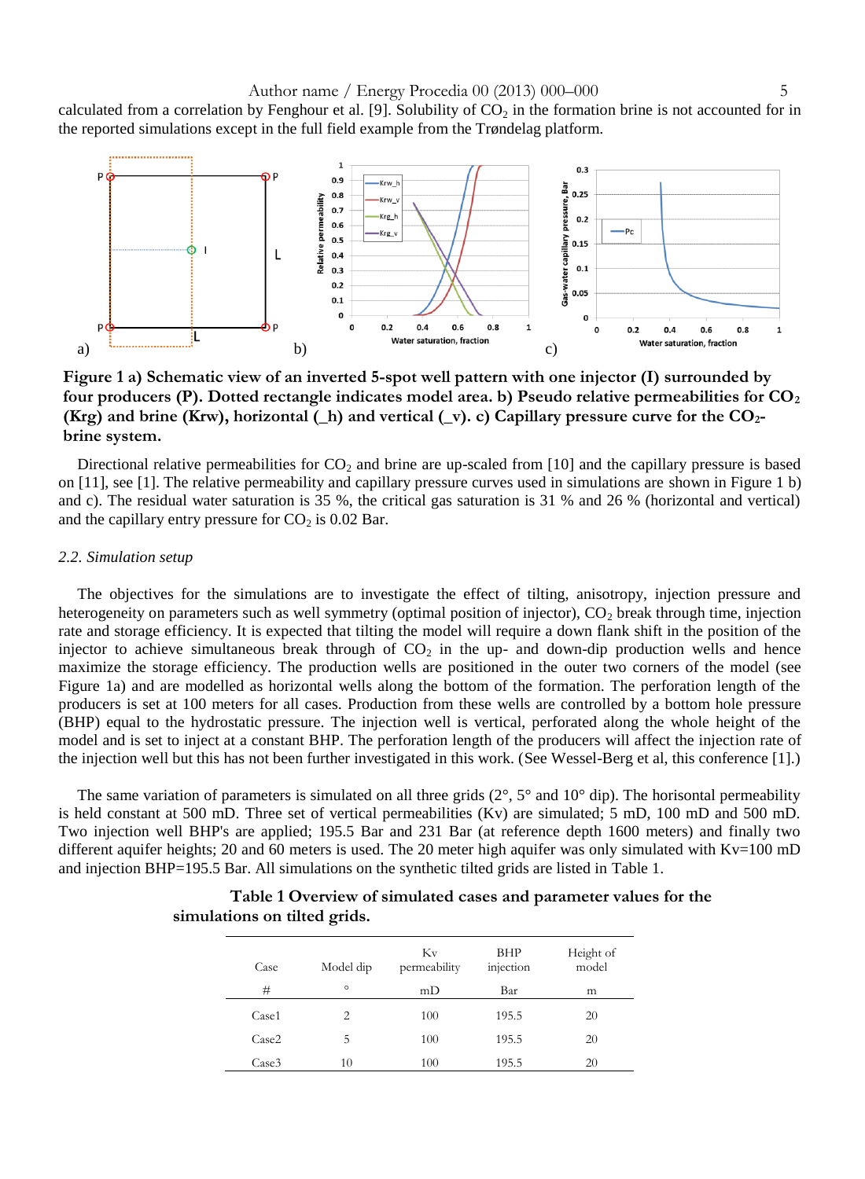calculated from a correlation by Fenghour et al. [9]. Solubility of $CO_2$ in the formation brine is not accounted for in the reported simulations except in the full field example from the Trøndelag platform.

**Figure 1 a) Schematic view of an inverted 5-spot well pattern with one injector (I) surrounded by four producers (P). Dotted rectangle indicates model area. b) Pseudo relative permeabilities for $CO_2$ (Krg) and brine (Krw), horizontal (_h) and vertical (_v). c) Capillary pressure curve for the $CO_2$-brine system.**

Directional relative permeabilities for $CO_2$ and brine are up-scaled from [10] and the capillary pressure is based on [11], see [1]. The relative permeability and capillary pressure curves used in simulations are shown in Figure 1 b) and c). The residual water saturation is 35 %, the critical gas saturation is 31 % and 26 % (horizontal and vertical) and the capillary entry pressure for $CO_2$ is 0.02 Bar.

### *2.2. Simulation setup*

The objectives for the simulations are to investigate the effect of tilting, anisotropy, injection pressure and heterogeneity on parameters such as well symmetry (optimal position of injector), $CO_2$ break through time, injection rate and storage efficiency. It is expected that tilting the model will require a down flank shift in the position of the injector to achieve simultaneous break through of $CO_2$ in the up- and down-dip production wells and hence maximize the storage efficiency. The production wells are positioned in the outer two corners of the model (see Figure 1a) and are modelled as horizontal wells along the bottom of the formation. The perforation length of the producers is set at 100 meters for all cases. Production from these wells are controlled by a bottom hole pressure (BHP) equal to the hydrostatic pressure. The injection well is vertical, perforated along the whole height of the model and is set to inject at a constant BHP. The perforation length of the producers will affect the injection rate of the injection well but this has not been further investigated in this work. (See Wessel-Berg et al, this conference [1].)

The same variation of parameters is simulated on all three grids (2°, 5° and 10° dip). The horisontal permeability is held constant at 500 mD. Three set of vertical permeabilities (Kv) are simulated; 5 mD, 100 mD and 500 mD. Two injection well BHP's are applied; 195.5 Bar and 231 Bar (at reference depth 1600 meters) and finally two different aquifer heights; 20 and 60 meters is used. The 20 meter high aquifer was only simulated with Kv=100 mD and injection BHP=195.5 Bar. All simulations on the synthetic tilted grids are listed in Table 1.

**Table 1 Overview of simulated cases and parameter values for the simulations on tilted grids.**

| Case | Model dip | Kv permeability | BHP injection | Height of model |
|---|---|---|---|---|
| # | ° | mD | Bar | m |
| Case1 | 2 | 100 | 195.5 | 20 |
| Case2 | 5 | 100 | 195.5 | 20 |
| Case3 | 10 | 100 | 195.5 | 20 |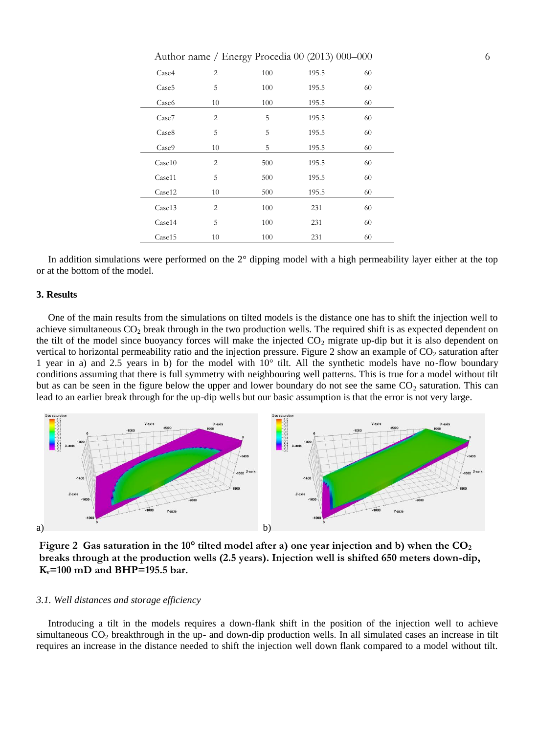| | | | | |
|---|---|---|---|---|
| Case4 | 2 | 100 | 195.5 | 60 |
| Case5 | 5 | 100 | 195.5 | 60 |
| Case6 | 10 | 100 | 195.5 | 60 |
| Case7 | 2 | 5 | 195.5 | 60 |
| Case8 | 5 | 5 | 195.5 | 60 |
| Case9 | 10 | 5 | 195.5 | 60 |
| Case10 | 2 | 500 | 195.5 | 60 |
| Case11 | 5 | 500 | 195.5 | 60 |
| Case12 | 10 | 500 | 195.5 | 60 |
| Case13 | 2 | 100 | 231 | 60 |
| Case14 | 5 | 100 | 231 | 60 |
| Case15 | 10 | 100 | 231 | 60 |

In addition simulations were performed on the 2° dipping model with a high permeability layer either at the top or at the bottom of the model.

## 3. Results

One of the main results from the simulations on tilted models is the distance one has to shift the injection well to achieve simultaneous $CO_2$ break through in the two production wells. The required shift is as expected dependent on the tilt of the model since buoyancy forces will make the injected $CO_2$ migrate up-dip but it is also dependent on vertical to horizontal permeability ratio and the injection pressure. Figure 2 show an example of $CO_2$ saturation after 1 year in a) and 2.5 years in b) for the model with 10° tilt. All the synthetic models have no-flow boundary conditions assuming that there is full symmetry with neighbouring well patterns. This is true for a model without tilt but as can be seen in the figure below the upper and lower boundary do not see the same $CO_2$ saturation. This can lead to an earlier break through for the up-dip wells but our basic assumption is that the error is not very large.

**Figure 2 Gas saturation in the 10° tilted model after a) one year injection and b) when the $CO_2$ breaks through at the production wells (2.5 years). Injection well is shifted 650 meters down-dip, $K_v$=100 mD and BHP=195.5 bar.**

### *3.1. Well distances and storage efficiency*

Introducing a tilt in the models requires a down-flank shift in the position of the injection well to achieve simultaneous $CO_2$ breakthrough in the up- and down-dip production wells. In all simulated cases an increase in tilt requires an increase in the distance needed to shift the injection well down flank compared to a model without tilt.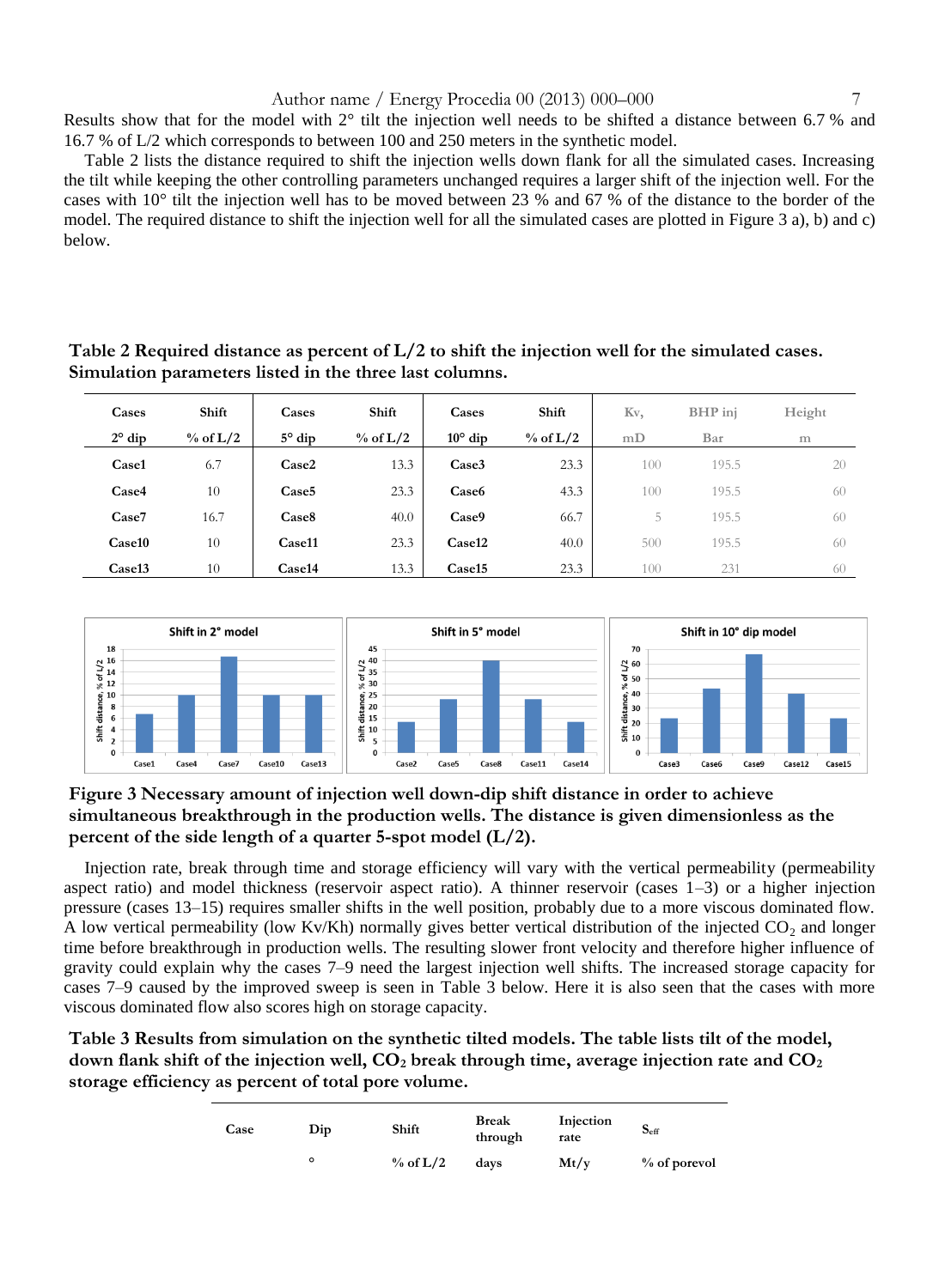Results show that for the model with 2° tilt the injection well needs to be shifted a distance between 6.7 % and 16.7 % of L/2 which corresponds to between 100 and 250 meters in the synthetic model.

Table 2 lists the distance required to shift the injection wells down flank for all the simulated cases. Increasing the tilt while keeping the other controlling parameters unchanged requires a larger shift of the injection well. For the cases with 10° tilt the injection well has to be moved between 23 % and 67 % of the distance to the border of the model. The required distance to shift the injection well for all the simulated cases are plotted in Figure 3 a), b) and c) below.

**Table 2 Required distance as percent of L/2 to shift the injection well for the simulated cases. Simulation parameters listed in the three last columns.**

| Cases 2° dip | Shift % of L/2 | Cases 5° dip | Shift % of L/2 | Cases 10° dip | Shift % of L/2 | Kv, mD | BHP inj Bar | Height m |
|---|---|---|---|---|---|---|---|---|
| **Case1** | 6.7 | **Case2** | 13.3 | **Case3** | 23.3 | 100 | 195.5 | 20 |
| **Case4** | 10 | **Case5** | 23.3 | **Case6** | 43.3 | 100 | 195.5 | 60 |
| **Case7** | 16.7 | **Case8** | 40.0 | **Case9** | 66.7 | 5 | 195.5 | 60 |
| **Case10** | 10 | **Case11** | 23.3 | **Case12** | 40.0 | 500 | 195.5 | 60 |
| **Case13** | 10 | **Case14** | 13.3 | **Case15** | 23.3 | 100 | 231 | 60 |

**Figure 3 Necessary amount of injection well down-dip shift distance in order to achieve simultaneous breakthrough in the production wells. The distance is given dimensionless as the percent of the side length of a quarter 5-spot model (L/2).**

Injection rate, break through time and storage efficiency will vary with the vertical permeability (permeability aspect ratio) and model thickness (reservoir aspect ratio). A thinner reservoir (cases 1–3) or a higher injection pressure (cases 13–15) requires smaller shifts in the well position, probably due to a more viscous dominated flow. A low vertical permeability (low Kv/Kh) normally gives better vertical distribution of the injected $CO_2$ and longer time before breakthrough in production wells. The resulting slower front velocity and therefore higher influence of gravity could explain why the cases 7–9 need the largest injection well shifts. The increased storage capacity for cases 7–9 caused by the improved sweep is seen in Table 3 below. Here it is also seen that the cases with more viscous dominated flow also scores high on storage capacity.

**Table 3 Results from simulation on the synthetic tilted models. The table lists tilt of the model, down flank shift of the injection well, $CO_2$ break through time, average injection rate and $CO_2$ storage efficiency as percent of total pore volume.**

| Case | Dip | Shift | Break through | Injection rate | $S_{eff}$ |
|---|---|---|---|---|---|
| | ° | % of L/2 | days | Mt/y | % of porevol |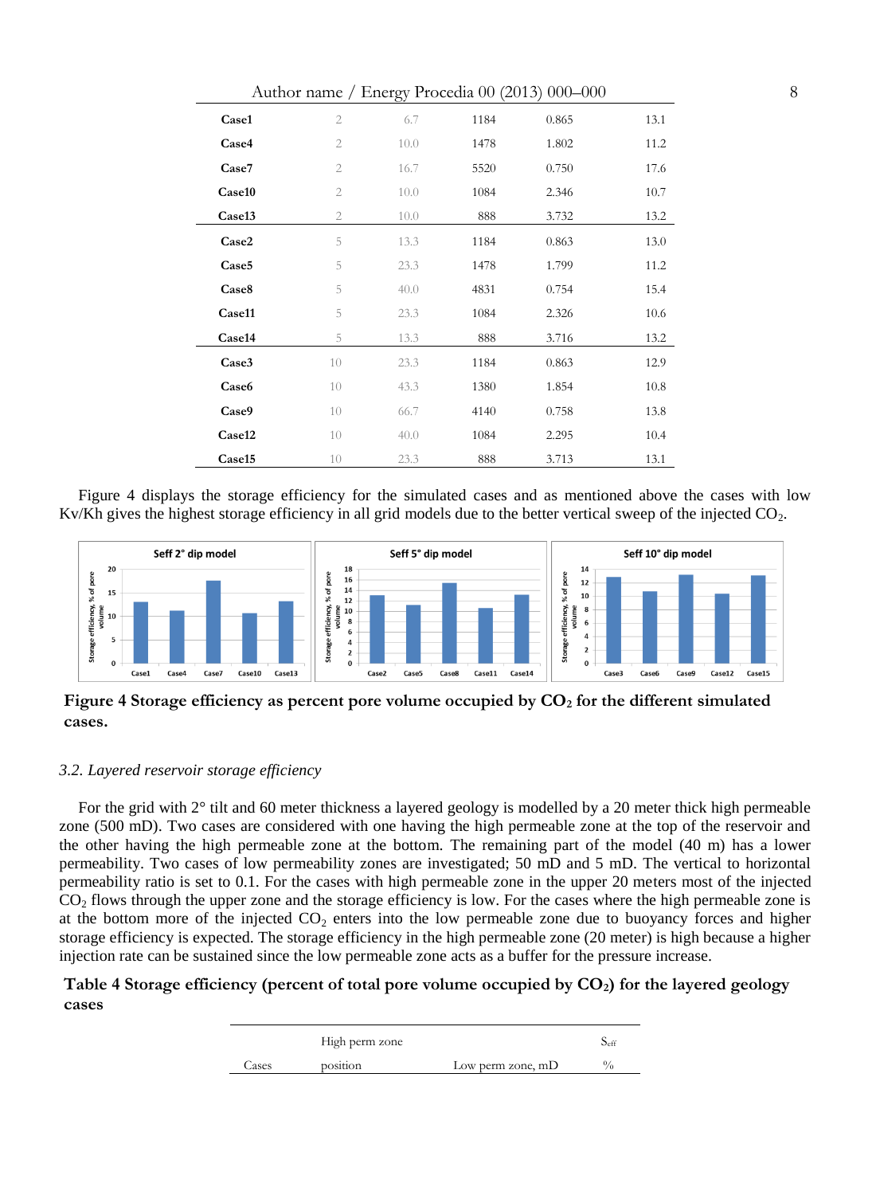| Case1 | 2 | 6.7 | 1184 | 0.865 | 13.1 |
|---|---|---|---|---|---|
| Case4 | 2 | 10.0 | 1478 | 1.802 | 11.2 |
| Case7 | 2 | 16.7 | 5520 | 0.750 | 17.6 |
| Case10 | 2 | 10.0 | 1084 | 2.346 | 10.7 |
| Case13 | 2 | 10.0 | 888 | 3.732 | 13.2 |
| Case2 | 5 | 13.3 | 1184 | 0.863 | 13.0 |
| Case5 | 5 | 23.3 | 1478 | 1.799 | 11.2 |
| Case8 | 5 | 40.0 | 4831 | 0.754 | 15.4 |
| Case11 | 5 | 23.3 | 1084 | 2.326 | 10.6 |
| Case14 | 5 | 13.3 | 888 | 3.716 | 13.2 |
| Case3 | 10 | 23.3 | 1184 | 0.863 | 12.9 |
| Case6 | 10 | 43.3 | 1380 | 1.854 | 10.8 |
| Case9 | 10 | 66.7 | 4140 | 0.758 | 13.8 |
| Case12 | 10 | 40.0 | 1084 | 2.295 | 10.4 |
| Case15 | 10 | 23.3 | 888 | 3.713 | 13.1 |

Figure 4 displays the storage efficiency for the simulated cases and as mentioned above the cases with low Kv/Kh gives the highest storage efficiency in all grid models due to the better vertical sweep of the injected $CO_2$.

**Figure 4 Storage efficiency as percent pore volume occupied by $CO_2$ for the different simulated cases.**

*3.2. Layered reservoir storage efficiency*

For the grid with 2° tilt and 60 meter thickness a layered geology is modelled by a 20 meter thick high permeable zone (500 mD). Two cases are considered with one having the high permeable zone at the top of the reservoir and the other having the high permeable zone at the bottom. The remaining part of the model (40 m) has a lower permeability. Two cases of low permeability zones are investigated; 50 mD and 5 mD. The vertical to horizontal permeability ratio is set to 0.1. For the cases with high permeable zone in the upper 20 meters most of the injected $CO_2$ flows through the upper zone and the storage efficiency is low. For the cases where the high permeable zone is at the bottom more of the injected $CO_2$ enters into the low permeable zone due to buoyancy forces and higher storage efficiency is expected. The storage efficiency in the high permeable zone (20 meter) is high because a higher injection rate can be sustained since the low permeable zone acts as a buffer for the pressure increase.

**Table 4 Storage efficiency (percent of total pore volume occupied by $CO_2$) for the layered geology cases**

| Cases | High perm zone position | Low perm zone, mD | $S_{eff}$ % |
|---|---|---|---|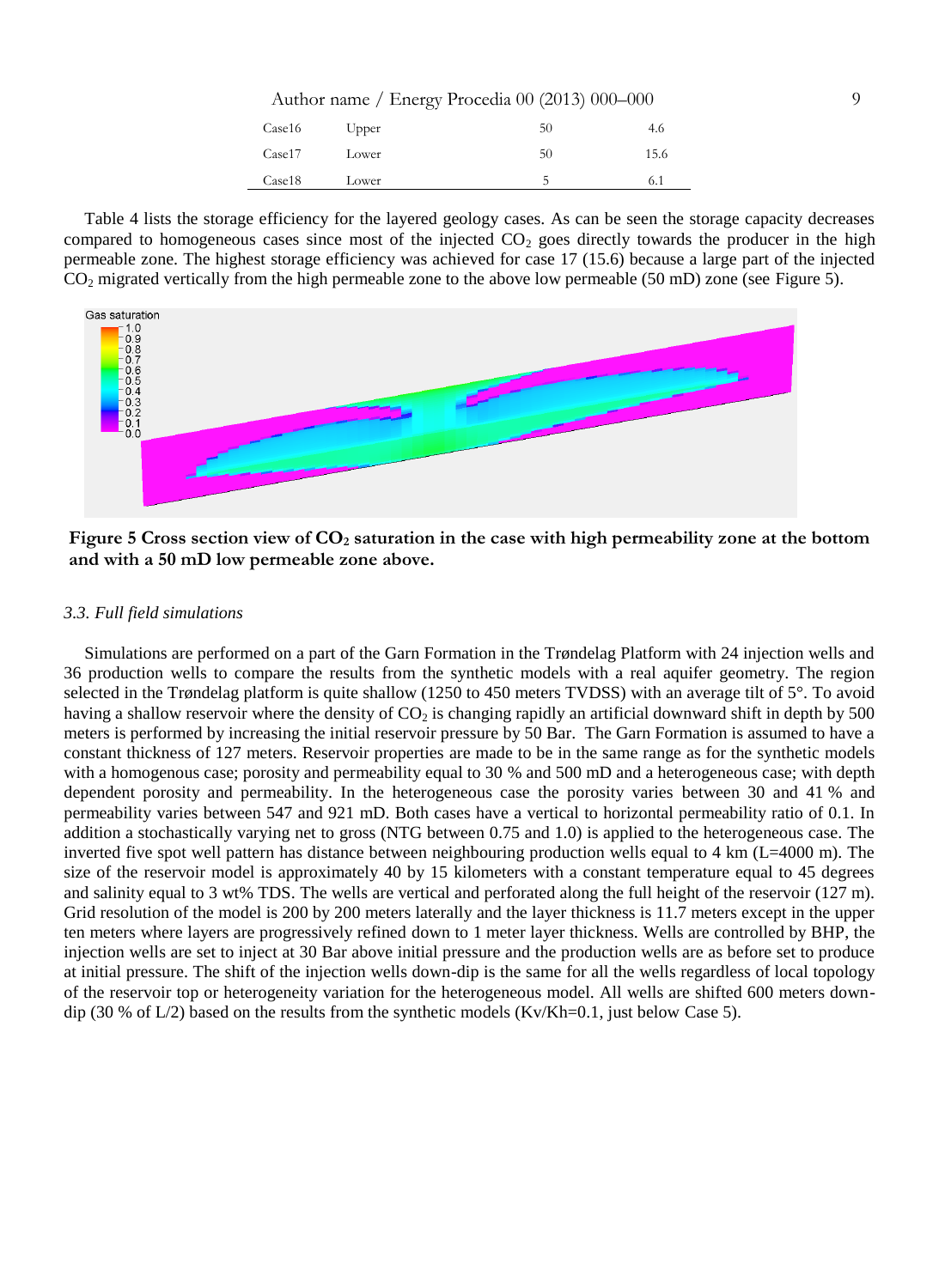| | | | |
|---|---|---|---|
| Case16 | Upper | 50 | 4.6 |
| Case17 | Lower | 50 | 15.6 |
| Case18 | Lower | 5 | 6.1 |

Table 4 lists the storage efficiency for the layered geology cases. As can be seen the storage capacity decreases compared to homogeneous cases since most of the injected $CO_2$ goes directly towards the producer in the high permeable zone. The highest storage efficiency was achieved for case 17 (15.6) because a large part of the injected $CO_2$ migrated vertically from the high permeable zone to the above low permeable (50 mD) zone (see Figure 5).

**Figure 5 Cross section view of $CO_2$ saturation in the case with high permeability zone at the bottom and with a 50 mD low permeable zone above.**

### *3.3. Full field simulations*

Simulations are performed on a part of the Garn Formation in the Trøndelag Platform with 24 injection wells and 36 production wells to compare the results from the synthetic models with a real aquifer geometry. The region selected in the Trøndelag platform is quite shallow (1250 to 450 meters TVDSS) with an average tilt of 5°. To avoid having a shallow reservoir where the density of $CO_2$ is changing rapidly an artificial downward shift in depth by 500 meters is performed by increasing the initial reservoir pressure by 50 Bar. The Garn Formation is assumed to have a constant thickness of 127 meters. Reservoir properties are made to be in the same range as for the synthetic models with a homogenous case; porosity and permeability equal to 30 % and 500 mD and a heterogeneous case; with depth dependent porosity and permeability. In the heterogeneous case the porosity varies between 30 and 41 % and permeability varies between 547 and 921 mD. Both cases have a vertical to horizontal permeability ratio of 0.1. In addition a stochastically varying net to gross (NTG between 0.75 and 1.0) is applied to the heterogeneous case. The inverted five spot well pattern has distance between neighbouring production wells equal to 4 km (L=4000 m). The size of the reservoir model is approximately 40 by 15 kilometers with a constant temperature equal to 45 degrees and salinity equal to 3 wt% TDS. The wells are vertical and perforated along the full height of the reservoir (127 m). Grid resolution of the model is 200 by 200 meters laterally and the layer thickness is 11.7 meters except in the upper ten meters where layers are progressively refined down to 1 meter layer thickness. Wells are controlled by BHP, the injection wells are set to inject at 30 Bar above initial pressure and the production wells are as before set to produce at initial pressure. The shift of the injection wells down-dip is the same for all the wells regardless of local topology of the reservoir top or heterogeneity variation for the heterogeneous model. All wells are shifted 600 meters down-dip (30 % of L/2) based on the results from the synthetic models (Kv/Kh=0.1, just below Case 5).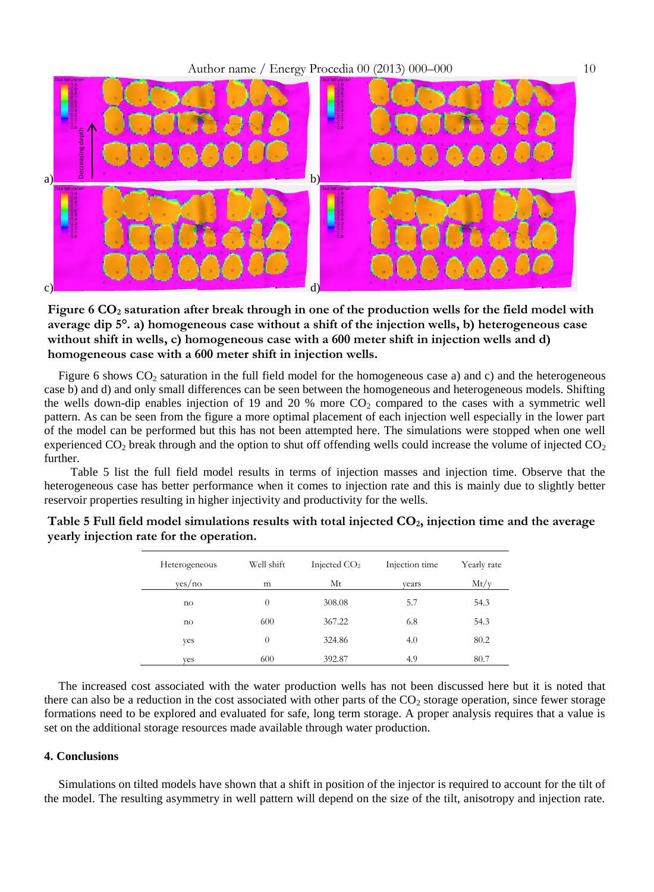**Figure 6 $CO_2$ saturation after break through in one of the production wells for the field model with average dip 5°. a) homogeneous case without a shift of the injection wells, b) heterogeneous case without shift in wells, c) homogeneous case with a 600 meter shift in injection wells and d) homogeneous case with a 600 meter shift in injection wells.**

Figure 6 shows $CO_2$ saturation in the full field model for the homogeneous case a) and c) and the heterogeneous case b) and d) and only small differences can be seen between the homogeneous and heterogeneous models. Shifting the wells down-dip enables injection of 19 and 20 % more $CO_2$ compared to the cases with a symmetric well pattern. As can be seen from the figure a more optimal placement of each injection well especially in the lower part of the model can be performed but this has not been attempted here. The simulations were stopped when one well experienced $CO_2$ break through and the option to shut off offending wells could increase the volume of injected $CO_2$ further.

Table 5 list the full field model results in terms of injection masses and injection time. Observe that the heterogeneous case has better performance when it comes to injection rate and this is mainly due to slightly better reservoir properties resulting in higher injectivity and productivity for the wells.

**Table 5 Full field model simulations results with total injected $CO_2$, injection time and the average yearly injection rate for the operation.**

| Heterogeneous | Well shift | Injected $CO_2$ | Injection time | Yearly rate |
|---|---|---|---|---|
| yes/no | m | Mt | years | Mt/y |
| no | 0 | 308.08 | 5.7 | 54.3 |
| no | 600 | 367.22 | 6.8 | 54.3 |
| yes | 0 | 324.86 | 4.0 | 80.2 |
| yes | 600 | 392.87 | 4.9 | 80.7 |

The increased cost associated with the water production wells has not been discussed here but it is noted that there can also be a reduction in the cost associated with other parts of the $CO_2$ storage operation, since fewer storage formations need to be explored and evaluated for safe, long term storage. A proper analysis requires that a value is set on the additional storage resources made available through water production.

## 4. Conclusions

Simulations on tilted models have shown that a shift in position of the injector is required to account for the tilt of the model. The resulting asymmetry in well pattern will depend on the size of the tilt, anisotropy and injection rate.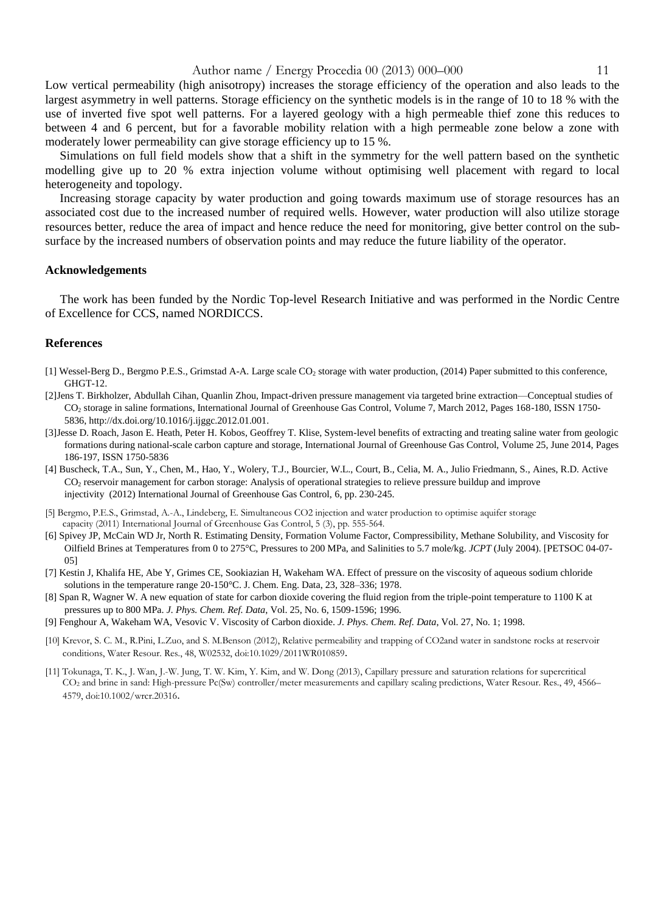Low vertical permeability (high anisotropy) increases the storage efficiency of the operation and also leads to the largest asymmetry in well patterns. Storage efficiency on the synthetic models is in the range of 10 to 18 % with the use of inverted five spot well patterns. For a layered geology with a high permeable thief zone this reduces to between 4 and 6 percent, but for a favorable mobility relation with a high permeable zone below a zone with moderately lower permeability can give storage efficiency up to 15 %.

Simulations on full field models show that a shift in the symmetry for the well pattern based on the synthetic modelling give up to 20 % extra injection volume without optimising well placement with regard to local heterogeneity and topology.

Increasing storage capacity by water production and going towards maximum use of storage resources has an associated cost due to the increased number of required wells. However, water production will also utilize storage resources better, reduce the area of impact and hence reduce the need for monitoring, give better control on the sub-surface by the increased numbers of observation points and may reduce the future liability of the operator.

## Acknowledgements

The work has been funded by the Nordic Top-level Research Initiative and was performed in the Nordic Centre of Excellence for CCS, named NORDICCS.

## References

[1] Wessel-Berg D., Bergmo P.E.S., Grimstad A-A. Large scale $CO_2$ storage with water production, (2014) Paper submitted to this conference, GHGT-12.

[2]Jens T. Birkholzer, Abdullah Cihan, Quanlin Zhou, Impact-driven pressure management via targeted brine extraction—Conceptual studies of $CO_2$ storage in saline formations, International Journal of Greenhouse Gas Control, Volume 7, March 2012, Pages 168-180, ISSN 1750-5836, http://dx.doi.org/10.1016/j.ijggc.2012.01.001.

[3]Jesse D. Roach, Jason E. Heath, Peter H. Kobos, Geoffrey T. Klise, System-level benefits of extracting and treating saline water from geologic formations during national-scale carbon capture and storage, International Journal of Greenhouse Gas Control, Volume 25, June 2014, Pages 186-197, ISSN 1750-5836

[4] Buscheck, T.A., Sun, Y., Chen, M., Hao, Y., Wolery, T.J., Bourcier, W.L., Court, B., Celia, M. A., Julio Friedmann, S., Aines, R.D. Active $CO_2$ reservoir management for carbon storage: Analysis of operational strategies to relieve pressure buildup and improve injectivity (2012) International Journal of Greenhouse Gas Control, 6, pp. 230-245.

[5] Bergmo, P.E.S., Grimstad, A.-A., Lindeberg, E. Simultaneous CO2 injection and water production to optimise aquifer storage capacity (2011) International Journal of Greenhouse Gas Control, 5 (3), pp. 555-564.

[6] Spivey JP, McCain WD Jr, North R. Estimating Density, Formation Volume Factor, Compressibility, Methane Solubility, and Viscosity for Oilfield Brines at Temperatures from 0 to 275°C, Pressures to 200 MPa, and Salinities to 5.7 mole/kg. *JCPT* (July 2004). [PETSOC 04-07-05]

[7] Kestin J, Khalifa HE, Abe Y, Grimes CE, Sookiazian H, Wakeham WA. Effect of pressure on the viscosity of aqueous sodium chloride solutions in the temperature range 20-150°C. J. Chem. Eng. Data, 23, 328–336; 1978.

[8] Span R, Wagner W. A new equation of state for carbon dioxide covering the fluid region from the triple-point temperature to 1100 K at pressures up to 800 MPa. *J. Phys. Chem. Ref. Data*, Vol. 25, No. 6, 1509-1596; 1996.

[9] Fenghour A, Wakeham WA, Vesovic V. Viscosity of Carbon dioxide. *J. Phys. Chem. Ref. Data*, Vol. 27, No. 1; 1998.

[10] Krevor, S. C. M., R.Pini, L.Zuo, and S. M.Benson (2012), Relative permeability and trapping of CO2and water in sandstone rocks at reservoir conditions, Water Resour. Res., 48, W02532, doi:10.1029/2011WR010859.

[11] Tokunaga, T. K., J. Wan, J.-W. Jung, T. W. Kim, Y. Kim, and W. Dong (2013), Capillary pressure and saturation relations for supercritical $CO_2$ and brine in sand: High-pressure Pc(Sw) controller/meter measurements and capillary scaling predictions, Water Resour. Res., 49, 4566–4579, doi:10.1002/wrcr.20316.